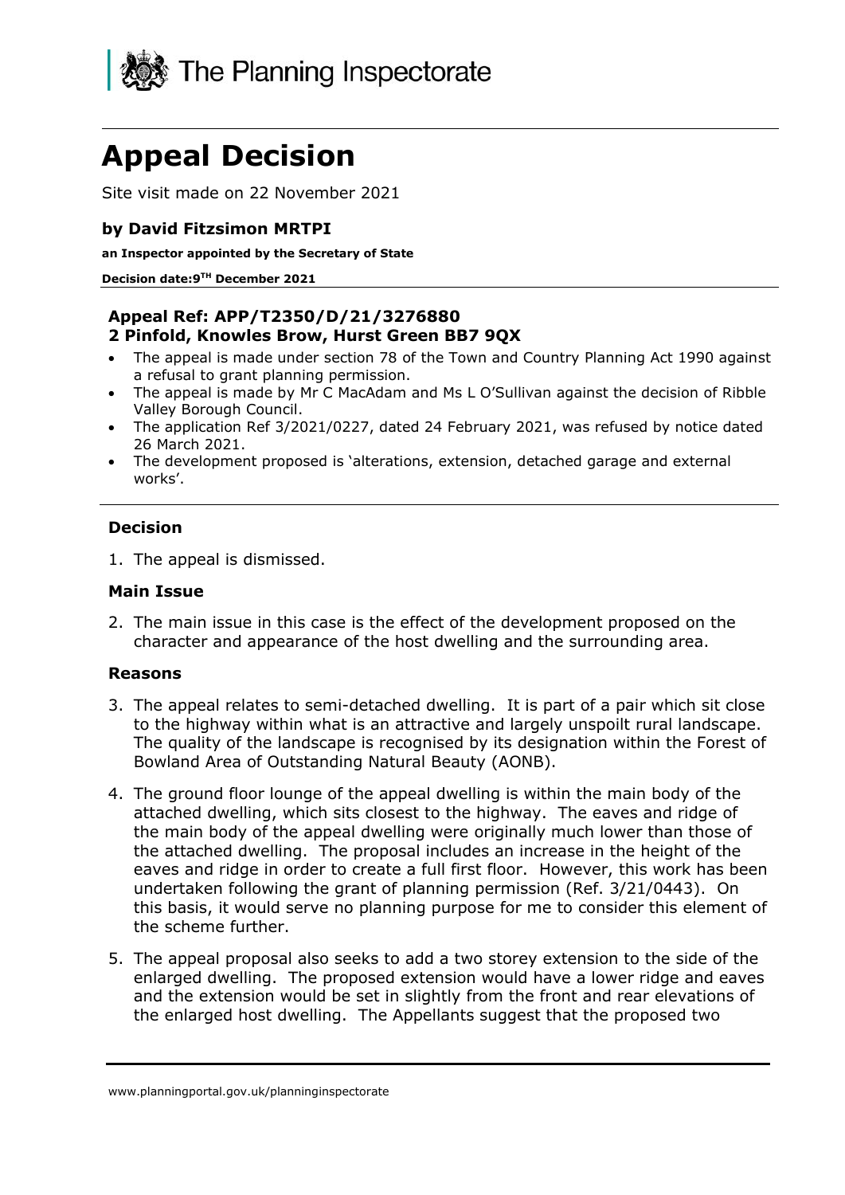The Planning Inspectorate

# Appeal Decision

Site visit made on 22 November 2021

### by David Fitzsimon MRTPI

**an Inspector appointed by the Secretary of State**

**Decision date:9TH December 2021**

### Appeal Ref: APP/T2350/D/21/3276880
### 2 Pinfold, Knowles Brow, Hurst Green BB7 9QX

- The appeal is made under section 78 of the Town and Country Planning Act 1990 against a refusal to grant planning permission.
- The appeal is made by Mr C MacAdam and Ms L O'Sullivan against the decision of Ribble Valley Borough Council.
- The application Ref 3/2021/0227, dated 24 February 2021, was refused by notice dated 26 March 2021.
- The development proposed is 'alterations, extension, detached garage and external works'.

### Decision

1. The appeal is dismissed.

### Main Issue

2. The main issue in this case is the effect of the development proposed on the character and appearance of the host dwelling and the surrounding area.

### Reasons

3. The appeal relates to semi-detached dwelling. It is part of a pair which sit close to the highway within what is an attractive and largely unspoilt rural landscape. The quality of the landscape is recognised by its designation within the Forest of Bowland Area of Outstanding Natural Beauty (AONB).

4. The ground floor lounge of the appeal dwelling is within the main body of the attached dwelling, which sits closest to the highway. The eaves and ridge of the main body of the appeal dwelling were originally much lower than those of the attached dwelling. The proposal includes an increase in the height of the eaves and ridge in order to create a full first floor. However, this work has been undertaken following the grant of planning permission (Ref. 3/21/0443). On this basis, it would serve no planning purpose for me to consider this element of the scheme further.

5. The appeal proposal also seeks to add a two storey extension to the side of the enlarged dwelling. The proposed extension would have a lower ridge and eaves and the extension would be set in slightly from the front and rear elevations of the enlarged host dwelling. The Appellants suggest that the proposed two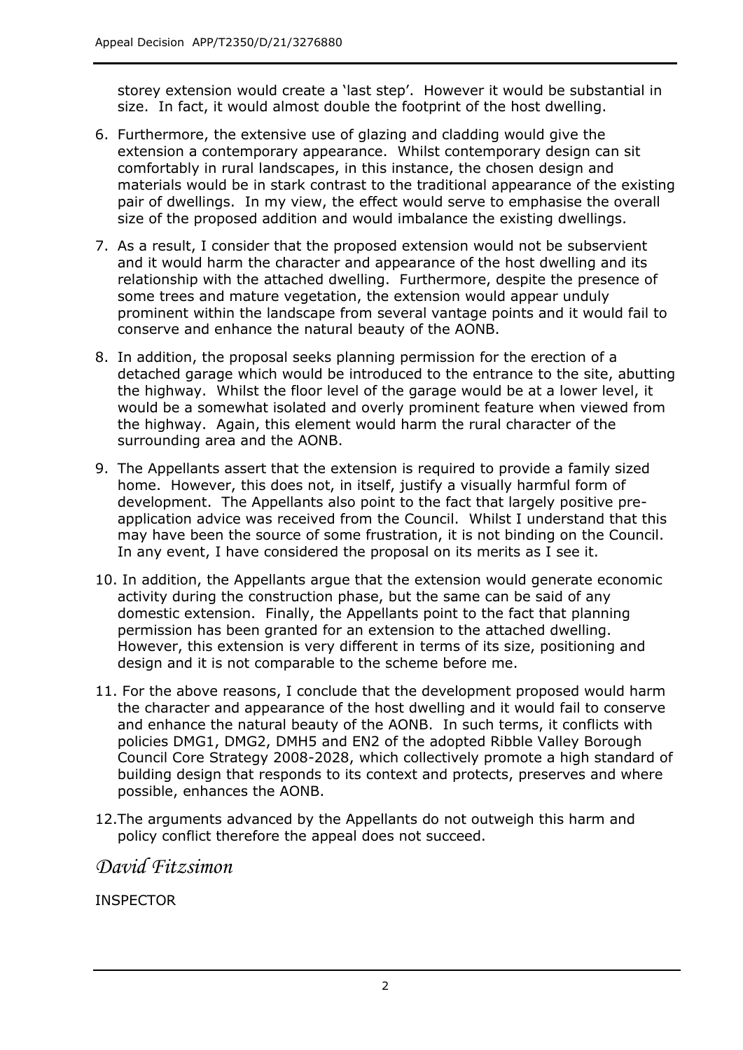storey extension would create a 'last step'. However it would be substantial in size. In fact, it would almost double the footprint of the host dwelling.

6. Furthermore, the extensive use of glazing and cladding would give the extension a contemporary appearance. Whilst contemporary design can sit comfortably in rural landscapes, in this instance, the chosen design and materials would be in stark contrast to the traditional appearance of the existing pair of dwellings. In my view, the effect would serve to emphasise the overall size of the proposed addition and would imbalance the existing dwellings.

7. As a result, I consider that the proposed extension would not be subservient and it would harm the character and appearance of the host dwelling and its relationship with the attached dwelling. Furthermore, despite the presence of some trees and mature vegetation, the extension would appear unduly prominent within the landscape from several vantage points and it would fail to conserve and enhance the natural beauty of the AONB.

8. In addition, the proposal seeks planning permission for the erection of a detached garage which would be introduced to the entrance to the site, abutting the highway. Whilst the floor level of the garage would be at a lower level, it would be a somewhat isolated and overly prominent feature when viewed from the highway. Again, this element would harm the rural character of the surrounding area and the AONB.

9. The Appellants assert that the extension is required to provide a family sized home. However, this does not, in itself, justify a visually harmful form of development. The Appellants also point to the fact that largely positive pre-application advice was received from the Council. Whilst I understand that this may have been the source of some frustration, it is not binding on the Council. In any event, I have considered the proposal on its merits as I see it.

10. In addition, the Appellants argue that the extension would generate economic activity during the construction phase, but the same can be said of any domestic extension. Finally, the Appellants point to the fact that planning permission has been granted for an extension to the attached dwelling. However, this extension is very different in terms of its size, positioning and design and it is not comparable to the scheme before me.

11. For the above reasons, I conclude that the development proposed would harm the character and appearance of the host dwelling and it would fail to conserve and enhance the natural beauty of the AONB. In such terms, it conflicts with policies DMG1, DMG2, DMH5 and EN2 of the adopted Ribble Valley Borough Council Core Strategy 2008-2028, which collectively promote a high standard of building design that responds to its context and protects, preserves and where possible, enhances the AONB.

12. The arguments advanced by the Appellants do not outweigh this harm and policy conflict therefore the appeal does not succeed.

*David Fitzsimon*

INSPECTOR